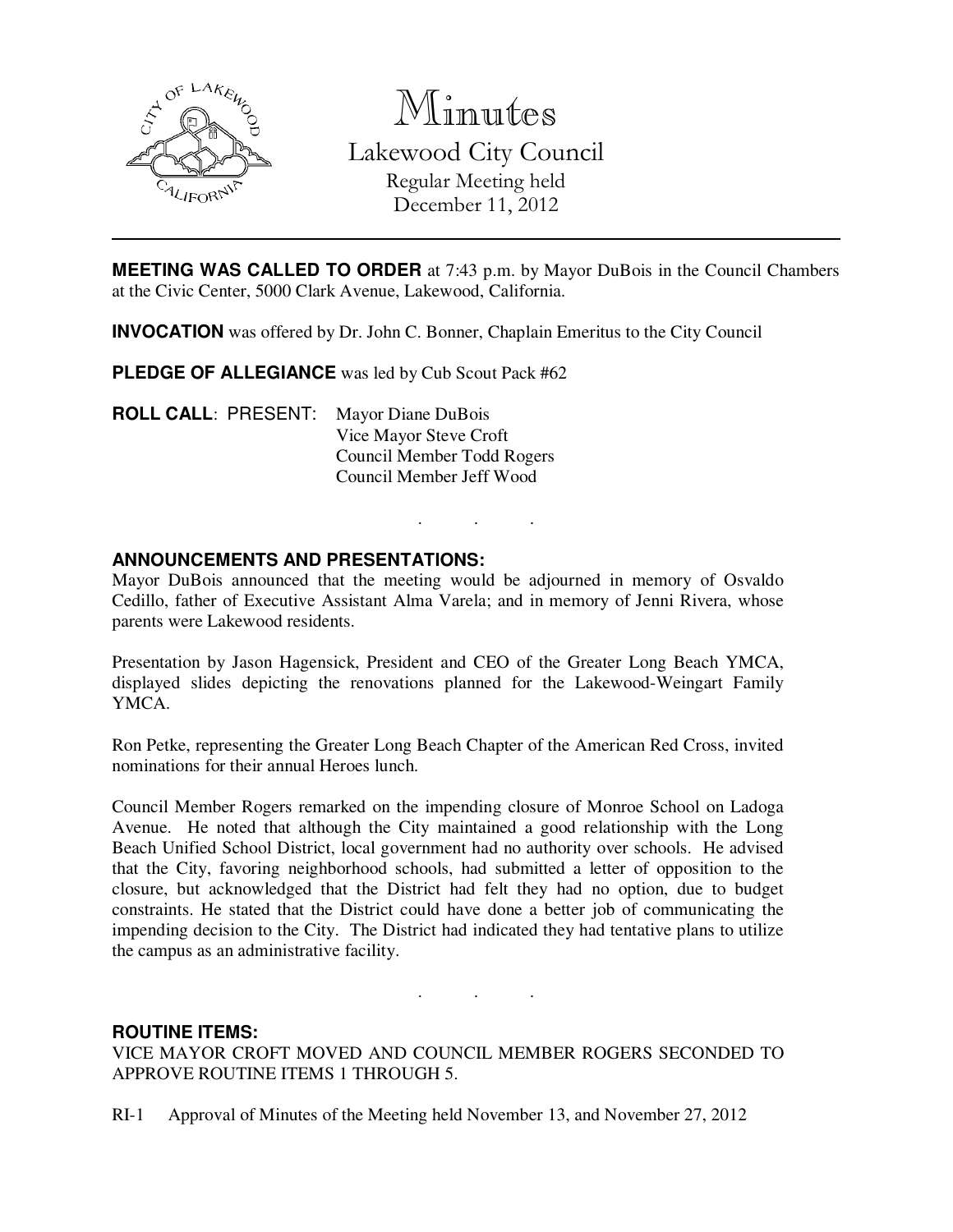# Minutes

## Lakewood City Council

Regular Meeting held
December 11, 2012

---

**MEETING WAS CALLED TO ORDER** at 7:43 p.m. by Mayor DuBois in the Council Chambers at the Civic Center, 5000 Clark Avenue, Lakewood, California.

**INVOCATION** was offered by Dr. John C. Bonner, Chaplain Emeritus to the City Council

**PLEDGE OF ALLEGIANCE** was led by Cub Scout Pack #62

**ROLL CALL**: PRESENT: Mayor Diane DuBois
Vice Mayor Steve Croft
Council Member Todd Rogers
Council Member Jeff Wood

. . .

**ANNOUNCEMENTS AND PRESENTATIONS:**

Mayor DuBois announced that the meeting would be adjourned in memory of Osvaldo Cedillo, father of Executive Assistant Alma Varela; and in memory of Jenni Rivera, whose parents were Lakewood residents.

Presentation by Jason Hagensick, President and CEO of the Greater Long Beach YMCA, displayed slides depicting the renovations planned for the Lakewood-Weingart Family YMCA.

Ron Petke, representing the Greater Long Beach Chapter of the American Red Cross, invited nominations for their annual Heroes lunch.

Council Member Rogers remarked on the impending closure of Monroe School on Ladoga Avenue. He noted that although the City maintained a good relationship with the Long Beach Unified School District, local government had no authority over schools. He advised that the City, favoring neighborhood schools, had submitted a letter of opposition to the closure, but acknowledged that the District had felt they had no option, due to budget constraints. He stated that the District could have done a better job of communicating the impending decision to the City. The District had indicated they had tentative plans to utilize the campus as an administrative facility.

. . .

**ROUTINE ITEMS:**

VICE MAYOR CROFT MOVED AND COUNCIL MEMBER ROGERS SECONDED TO APPROVE ROUTINE ITEMS 1 THROUGH 5.

RI-1 Approval of Minutes of the Meeting held November 13, and November 27, 2012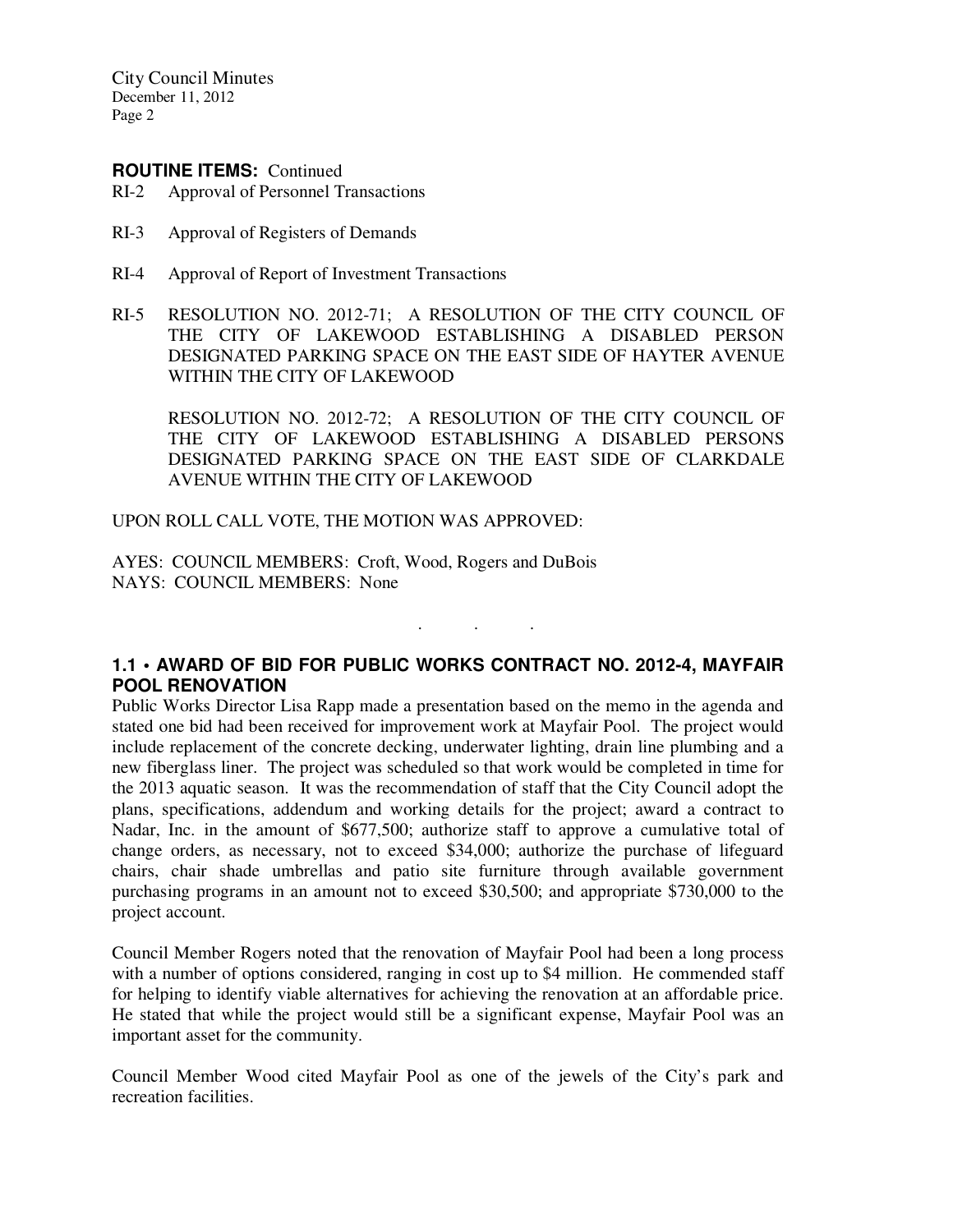**ROUTINE ITEMS:** Continued

RI-2 Approval of Personnel Transactions

RI-3 Approval of Registers of Demands

RI-4 Approval of Report of Investment Transactions

RI-5 RESOLUTION NO. 2012-71; A RESOLUTION OF THE CITY COUNCIL OF THE CITY OF LAKEWOOD ESTABLISHING A DISABLED PERSON DESIGNATED PARKING SPACE ON THE EAST SIDE OF HAYTER AVENUE WITHIN THE CITY OF LAKEWOOD

RESOLUTION NO. 2012-72; A RESOLUTION OF THE CITY COUNCIL OF THE CITY OF LAKEWOOD ESTABLISHING A DISABLED PERSONS DESIGNATED PARKING SPACE ON THE EAST SIDE OF CLARKDALE AVENUE WITHIN THE CITY OF LAKEWOOD

UPON ROLL CALL VOTE, THE MOTION WAS APPROVED:

AYES: COUNCIL MEMBERS: Croft, Wood, Rogers and DuBois
NAYS: COUNCIL MEMBERS: None

. . .

### 1.1 • AWARD OF BID FOR PUBLIC WORKS CONTRACT NO. 2012-4, MAYFAIR POOL RENOVATION

Public Works Director Lisa Rapp made a presentation based on the memo in the agenda and stated one bid had been received for improvement work at Mayfair Pool. The project would include replacement of the concrete decking, underwater lighting, drain line plumbing and a new fiberglass liner. The project was scheduled so that work would be completed in time for the 2013 aquatic season. It was the recommendation of staff that the City Council adopt the plans, specifications, addendum and working details for the project; award a contract to Nadar, Inc. in the amount of $677,500; authorize staff to approve a cumulative total of change orders, as necessary, not to exceed $34,000; authorize the purchase of lifeguard chairs, chair shade umbrellas and patio site furniture through available government purchasing programs in an amount not to exceed $30,500; and appropriate $730,000 to the project account.

Council Member Rogers noted that the renovation of Mayfair Pool had been a long process with a number of options considered, ranging in cost up to $4 million. He commended staff for helping to identify viable alternatives for achieving the renovation at an affordable price. He stated that while the project would still be a significant expense, Mayfair Pool was an important asset for the community.

Council Member Wood cited Mayfair Pool as one of the jewels of the City's park and recreation facilities.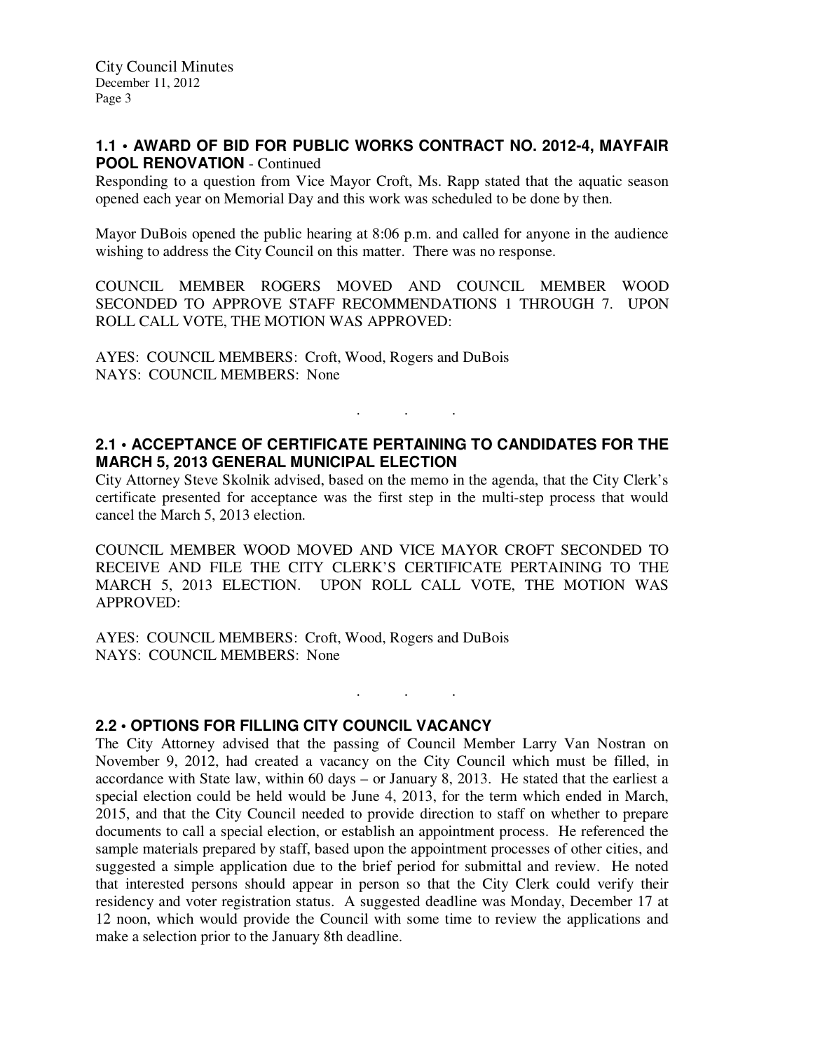### 1.1 • AWARD OF BID FOR PUBLIC WORKS CONTRACT NO. 2012-4, MAYFAIR POOL RENOVATION - Continued

Responding to a question from Vice Mayor Croft, Ms. Rapp stated that the aquatic season opened each year on Memorial Day and this work was scheduled to be done by then.

Mayor DuBois opened the public hearing at 8:06 p.m. and called for anyone in the audience wishing to address the City Council on this matter. There was no response.

COUNCIL MEMBER ROGERS MOVED AND COUNCIL MEMBER WOOD SECONDED TO APPROVE STAFF RECOMMENDATIONS 1 THROUGH 7. UPON ROLL CALL VOTE, THE MOTION WAS APPROVED:

AYES: COUNCIL MEMBERS: Croft, Wood, Rogers and DuBois
NAYS: COUNCIL MEMBERS: None

. . .

### 2.1 • ACCEPTANCE OF CERTIFICATE PERTAINING TO CANDIDATES FOR THE MARCH 5, 2013 GENERAL MUNICIPAL ELECTION

City Attorney Steve Skolnik advised, based on the memo in the agenda, that the City Clerk's certificate presented for acceptance was the first step in the multi-step process that would cancel the March 5, 2013 election.

COUNCIL MEMBER WOOD MOVED AND VICE MAYOR CROFT SECONDED TO RECEIVE AND FILE THE CITY CLERK'S CERTIFICATE PERTAINING TO THE MARCH 5, 2013 ELECTION. UPON ROLL CALL VOTE, THE MOTION WAS APPROVED:

AYES: COUNCIL MEMBERS: Croft, Wood, Rogers and DuBois
NAYS: COUNCIL MEMBERS: None

. . .

### 2.2 • OPTIONS FOR FILLING CITY COUNCIL VACANCY

The City Attorney advised that the passing of Council Member Larry Van Nostran on November 9, 2012, had created a vacancy on the City Council which must be filled, in accordance with State law, within 60 days – or January 8, 2013. He stated that the earliest a special election could be held would be June 4, 2013, for the term which ended in March, 2015, and that the City Council needed to provide direction to staff on whether to prepare documents to call a special election, or establish an appointment process. He referenced the sample materials prepared by staff, based upon the appointment processes of other cities, and suggested a simple application due to the brief period for submittal and review. He noted that interested persons should appear in person so that the City Clerk could verify their residency and voter registration status. A suggested deadline was Monday, December 17 at 12 noon, which would provide the Council with some time to review the applications and make a selection prior to the January 8th deadline.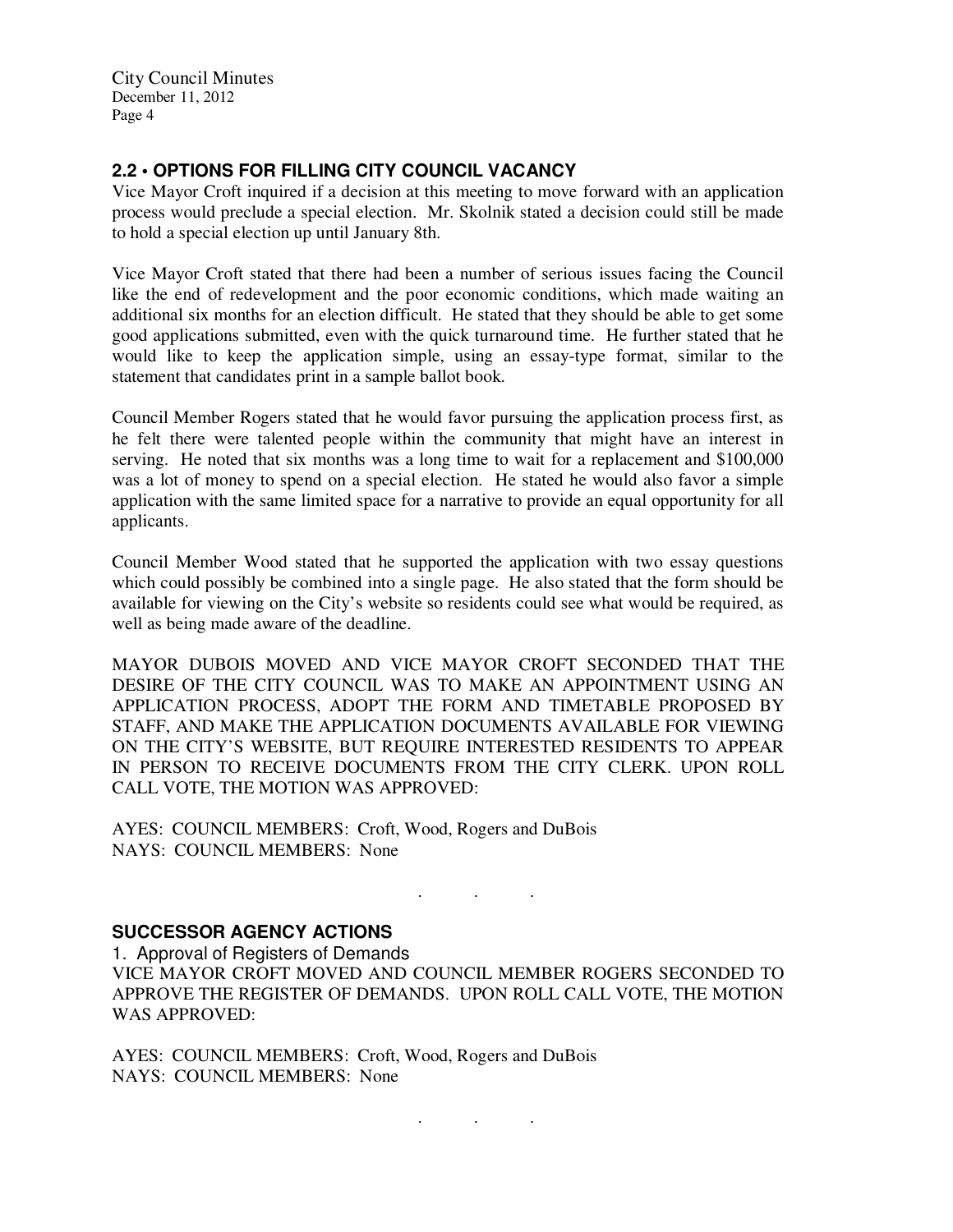## 2.2 • OPTIONS FOR FILLING CITY COUNCIL VACANCY

Vice Mayor Croft inquired if a decision at this meeting to move forward with an application process would preclude a special election. Mr. Skolnik stated a decision could still be made to hold a special election up until January 8th.

Vice Mayor Croft stated that there had been a number of serious issues facing the Council like the end of redevelopment and the poor economic conditions, which made waiting an additional six months for an election difficult. He stated that they should be able to get some good applications submitted, even with the quick turnaround time. He further stated that he would like to keep the application simple, using an essay-type format, similar to the statement that candidates print in a sample ballot book.

Council Member Rogers stated that he would favor pursuing the application process first, as he felt there were talented people within the community that might have an interest in serving. He noted that six months was a long time to wait for a replacement and $100,000 was a lot of money to spend on a special election. He stated he would also favor a simple application with the same limited space for a narrative to provide an equal opportunity for all applicants.

Council Member Wood stated that he supported the application with two essay questions which could possibly be combined into a single page. He also stated that the form should be available for viewing on the City's website so residents could see what would be required, as well as being made aware of the deadline.

MAYOR DUBOIS MOVED AND VICE MAYOR CROFT SECONDED THAT THE DESIRE OF THE CITY COUNCIL WAS TO MAKE AN APPOINTMENT USING AN APPLICATION PROCESS, ADOPT THE FORM AND TIMETABLE PROPOSED BY STAFF, AND MAKE THE APPLICATION DOCUMENTS AVAILABLE FOR VIEWING ON THE CITY'S WEBSITE, BUT REQUIRE INTERESTED RESIDENTS TO APPEAR IN PERSON TO RECEIVE DOCUMENTS FROM THE CITY CLERK. UPON ROLL CALL VOTE, THE MOTION WAS APPROVED:

AYES: COUNCIL MEMBERS: Croft, Wood, Rogers and DuBois
NAYS: COUNCIL MEMBERS: None

. . .

## SUCCESSOR AGENCY ACTIONS

1. Approval of Registers of Demands

VICE MAYOR CROFT MOVED AND COUNCIL MEMBER ROGERS SECONDED TO APPROVE THE REGISTER OF DEMANDS. UPON ROLL CALL VOTE, THE MOTION WAS APPROVED:

AYES: COUNCIL MEMBERS: Croft, Wood, Rogers and DuBois
NAYS: COUNCIL MEMBERS: None

. . .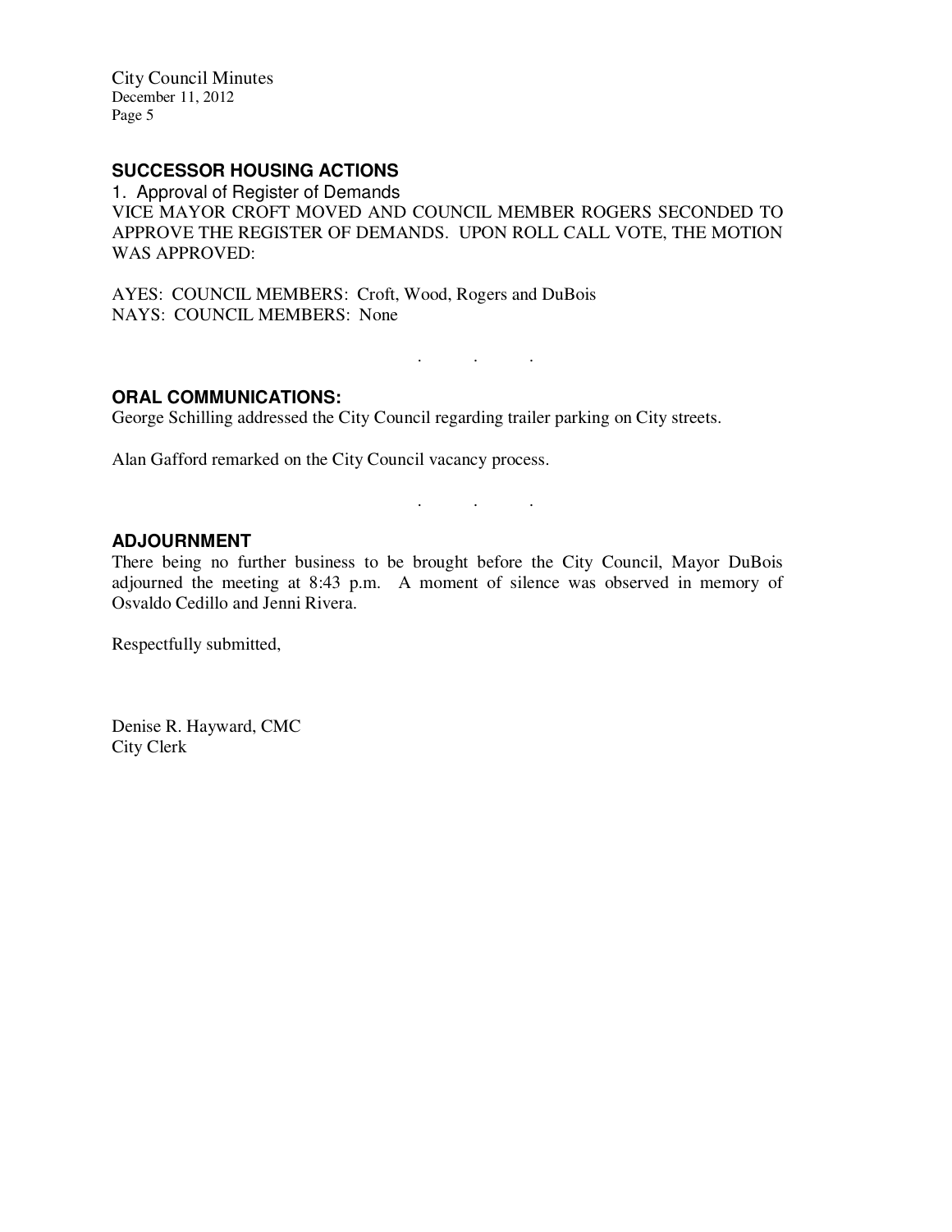## SUCCESSOR HOUSING ACTIONS

1. Approval of Register of Demands

VICE MAYOR CROFT MOVED AND COUNCIL MEMBER ROGERS SECONDED TO APPROVE THE REGISTER OF DEMANDS. UPON ROLL CALL VOTE, THE MOTION WAS APPROVED:

AYES: COUNCIL MEMBERS: Croft, Wood, Rogers and DuBois
NAYS: COUNCIL MEMBERS: None

. . .

## ORAL COMMUNICATIONS:

George Schilling addressed the City Council regarding trailer parking on City streets.

Alan Gafford remarked on the City Council vacancy process.

. . .

## ADJOURNMENT

There being no further business to be brought before the City Council, Mayor DuBois adjourned the meeting at 8:43 p.m. A moment of silence was observed in memory of Osvaldo Cedillo and Jenni Rivera.

Respectfully submitted,

Denise R. Hayward, CMC
City Clerk